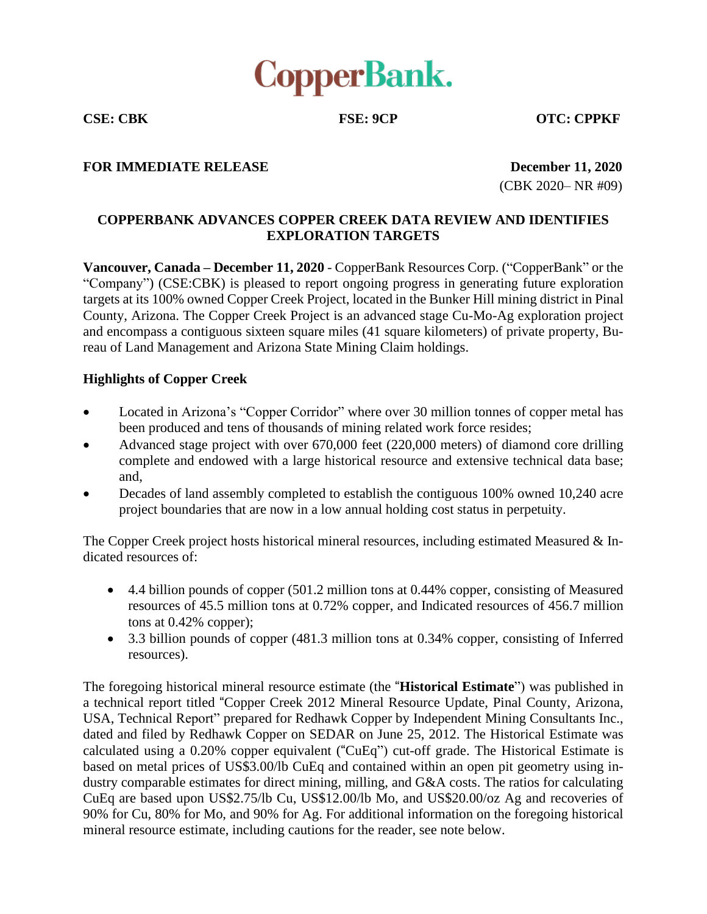# CopperBank.

**CSE: CBK** **FSE: 9CP** **OTC: CPPKF**

**FOR IMMEDIATE RELEASE** **December 11, 2020**

(CBK 2020– NR #09)

## COPPERBANK ADVANCES COPPER CREEK DATA REVIEW AND IDENTIFIES EXPLORATION TARGETS

**Vancouver, Canada – December 11, 2020** - CopperBank Resources Corp. ("CopperBank" or the "Company") (CSE:CBK) is pleased to report ongoing progress in generating future exploration targets at its 100% owned Copper Creek Project, located in the Bunker Hill mining district in Pinal County, Arizona. The Copper Creek Project is an advanced stage Cu-Mo-Ag exploration project and encompass a contiguous sixteen square miles (41 square kilometers) of private property, Bureau of Land Management and Arizona State Mining Claim holdings.

### Highlights of Copper Creek

- Located in Arizona's "Copper Corridor" where over 30 million tonnes of copper metal has been produced and tens of thousands of mining related work force resides;
- Advanced stage project with over 670,000 feet (220,000 meters) of diamond core drilling complete and endowed with a large historical resource and extensive technical data base; and,
- Decades of land assembly completed to establish the contiguous 100% owned 10,240 acre project boundaries that are now in a low annual holding cost status in perpetuity.

The Copper Creek project hosts historical mineral resources, including estimated Measured & Indicated resources of:

- 4.4 billion pounds of copper (501.2 million tons at 0.44% copper, consisting of Measured resources of 45.5 million tons at 0.72% copper, and Indicated resources of 456.7 million tons at 0.42% copper);
- 3.3 billion pounds of copper (481.3 million tons at 0.34% copper, consisting of Inferred resources).

The foregoing historical mineral resource estimate (the "**Historical Estimate**") was published in a technical report titled "Copper Creek 2012 Mineral Resource Update, Pinal County, Arizona, USA, Technical Report" prepared for Redhawk Copper by Independent Mining Consultants Inc., dated and filed by Redhawk Copper on SEDAR on June 25, 2012. The Historical Estimate was calculated using a 0.20% copper equivalent ("CuEq") cut-off grade. The Historical Estimate is based on metal prices of US$3.00/lb CuEq and contained within an open pit geometry using industry comparable estimates for direct mining, milling, and G&A costs. The ratios for calculating CuEq are based upon US$2.75/lb Cu, US$12.00/lb Mo, and US$20.00/oz Ag and recoveries of 90% for Cu, 80% for Mo, and 90% for Ag. For additional information on the foregoing historical mineral resource estimate, including cautions for the reader, see note below.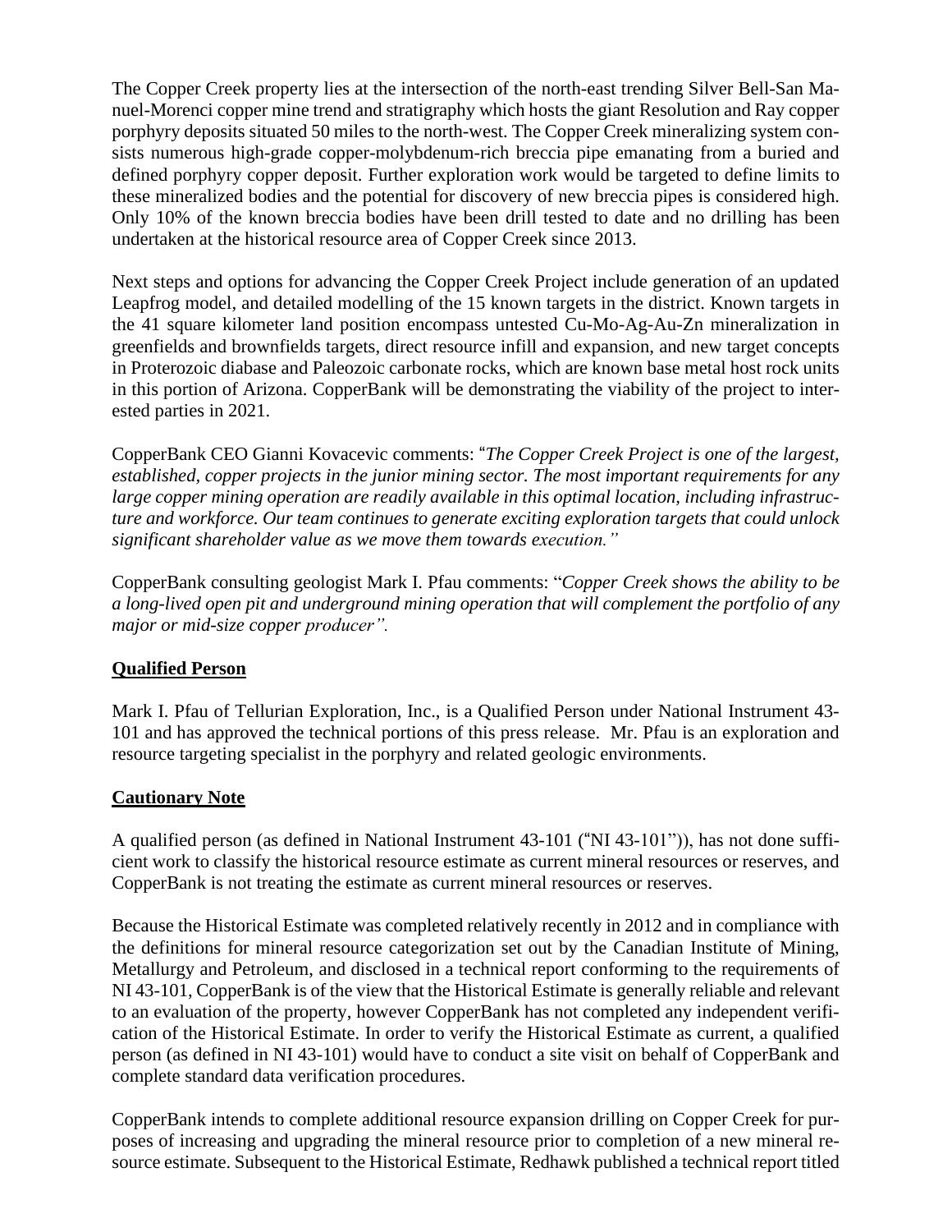The Copper Creek property lies at the intersection of the north-east trending Silver Bell-San Manuel-Morenci copper mine trend and stratigraphy which hosts the giant Resolution and Ray copper porphyry deposits situated 50 miles to the north-west. The Copper Creek mineralizing system consists numerous high-grade copper-molybdenum-rich breccia pipe emanating from a buried and defined porphyry copper deposit. Further exploration work would be targeted to define limits to these mineralized bodies and the potential for discovery of new breccia pipes is considered high. Only 10% of the known breccia bodies have been drill tested to date and no drilling has been undertaken at the historical resource area of Copper Creek since 2013.

Next steps and options for advancing the Copper Creek Project include generation of an updated Leapfrog model, and detailed modelling of the 15 known targets in the district. Known targets in the 41 square kilometer land position encompass untested Cu-Mo-Ag-Au-Zn mineralization in greenfields and brownfields targets, direct resource infill and expansion, and new target concepts in Proterozoic diabase and Paleozoic carbonate rocks, which are known base metal host rock units in this portion of Arizona. CopperBank will be demonstrating the viability of the project to interested parties in 2021.

CopperBank CEO Gianni Kovacevic comments: "*The Copper Creek Project is one of the largest, established, copper projects in the junior mining sector. The most important requirements for any large copper mining operation are readily available in this optimal location, including infrastructure and workforce. Our team continues to generate exciting exploration targets that could unlock significant shareholder value as we move them towards execution.*"

CopperBank consulting geologist Mark I. Pfau comments: "*Copper Creek shows the ability to be a long-lived open pit and underground mining operation that will complement the portfolio of any major or mid-size copper producer*".

**Qualified Person**

Mark I. Pfau of Tellurian Exploration, Inc., is a Qualified Person under National Instrument 43-101 and has approved the technical portions of this press release. Mr. Pfau is an exploration and resource targeting specialist in the porphyry and related geologic environments.

**Cautionary Note**

A qualified person (as defined in National Instrument 43-101 ("NI 43-101")), has not done sufficient work to classify the historical resource estimate as current mineral resources or reserves, and CopperBank is not treating the estimate as current mineral resources or reserves.

Because the Historical Estimate was completed relatively recently in 2012 and in compliance with the definitions for mineral resource categorization set out by the Canadian Institute of Mining, Metallurgy and Petroleum, and disclosed in a technical report conforming to the requirements of NI 43-101, CopperBank is of the view that the Historical Estimate is generally reliable and relevant to an evaluation of the property, however CopperBank has not completed any independent verification of the Historical Estimate. In order to verify the Historical Estimate as current, a qualified person (as defined in NI 43-101) would have to conduct a site visit on behalf of CopperBank and complete standard data verification procedures.

CopperBank intends to complete additional resource expansion drilling on Copper Creek for purposes of increasing and upgrading the mineral resource prior to completion of a new mineral resource estimate. Subsequent to the Historical Estimate, Redhawk published a technical report titled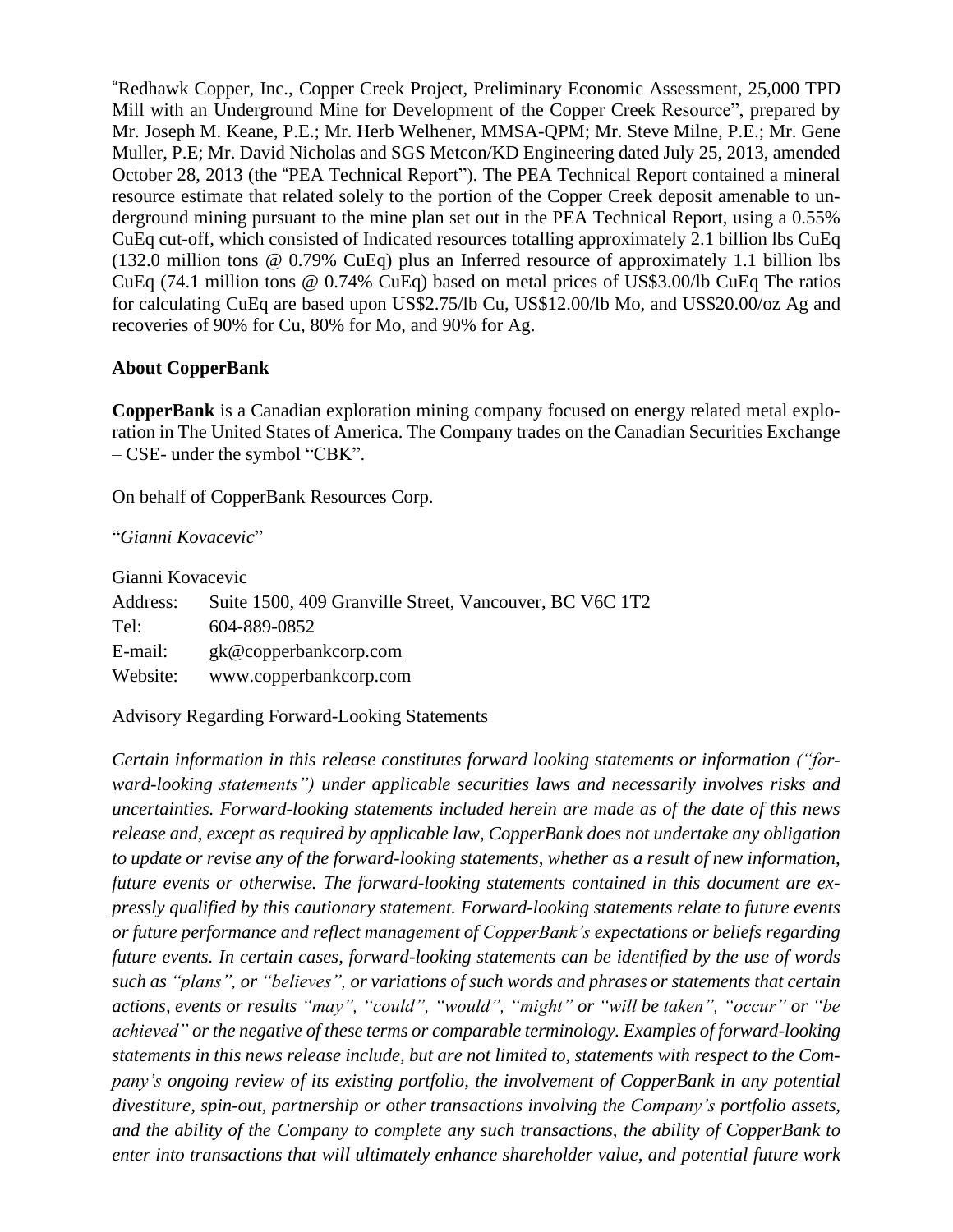"Redhawk Copper, Inc., Copper Creek Project, Preliminary Economic Assessment, 25,000 TPD Mill with an Underground Mine for Development of the Copper Creek Resource", prepared by Mr. Joseph M. Keane, P.E.; Mr. Herb Welhener, MMSA-QPM; Mr. Steve Milne, P.E.; Mr. Gene Muller, P.E; Mr. David Nicholas and SGS Metcon/KD Engineering dated July 25, 2013, amended October 28, 2013 (the "PEA Technical Report"). The PEA Technical Report contained a mineral resource estimate that related solely to the portion of the Copper Creek deposit amenable to underground mining pursuant to the mine plan set out in the PEA Technical Report, using a 0.55% CuEq cut-off, which consisted of Indicated resources totalling approximately 2.1 billion lbs CuEq (132.0 million tons @ 0.79% CuEq) plus an Inferred resource of approximately 1.1 billion lbs CuEq (74.1 million tons @ 0.74% CuEq) based on metal prices of US$3.00/lb CuEq The ratios for calculating CuEq are based upon US$2.75/lb Cu, US$12.00/lb Mo, and US$20.00/oz Ag and recoveries of 90% for Cu, 80% for Mo, and 90% for Ag.

**About CopperBank**

**CopperBank** is a Canadian exploration mining company focused on energy related metal exploration in The United States of America. The Company trades on the Canadian Securities Exchange – CSE- under the symbol "CBK".

On behalf of CopperBank Resources Corp.

"*Gianni Kovacevic*"

Gianni Kovacevic
Address: Suite 1500, 409 Granville Street, Vancouver, BC V6C 1T2
Tel: 604-889-0852
E-mail: gk@copperbankcorp.com
Website: www.copperbankcorp.com

Advisory Regarding Forward-Looking Statements

*Certain information in this release constitutes forward looking statements or information ("forward-looking statements") under applicable securities laws and necessarily involves risks and uncertainties. Forward-looking statements included herein are made as of the date of this news release and, except as required by applicable law, CopperBank does not undertake any obligation to update or revise any of the forward-looking statements, whether as a result of new information, future events or otherwise. The forward-looking statements contained in this document are expressly qualified by this cautionary statement. Forward-looking statements relate to future events or future performance and reflect management of CopperBank's expectations or beliefs regarding future events. In certain cases, forward-looking statements can be identified by the use of words such as "plans", or "believes", or variations of such words and phrases or statements that certain actions, events or results "may", "could", "would", "might" or "will be taken", "occur" or "be achieved" or the negative of these terms or comparable terminology. Examples of forward-looking statements in this news release include, but are not limited to, statements with respect to the Company's ongoing review of its existing portfolio, the involvement of CopperBank in any potential divestiture, spin-out, partnership or other transactions involving the Company's portfolio assets, and the ability of the Company to complete any such transactions, the ability of CopperBank to enter into transactions that will ultimately enhance shareholder value, and potential future work*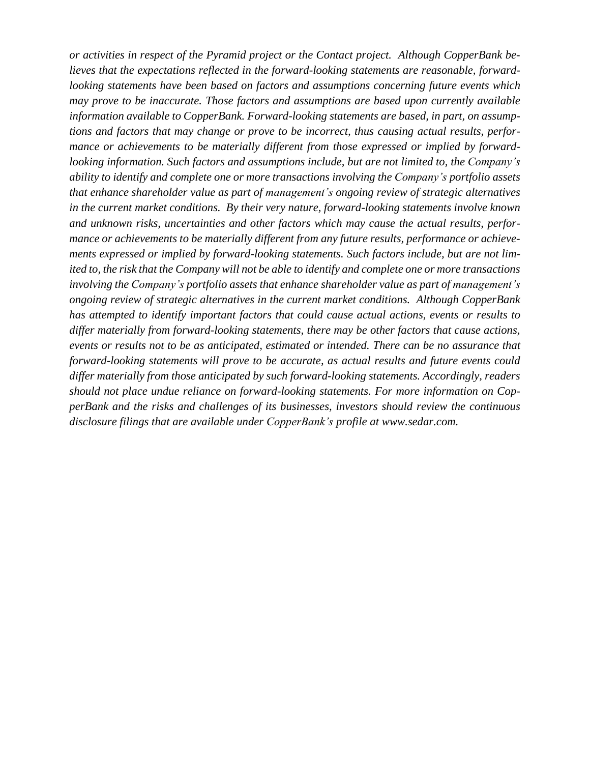*or activities in respect of the Pyramid project or the Contact project. Although CopperBank believes that the expectations reflected in the forward-looking statements are reasonable, forward-looking statements have been based on factors and assumptions concerning future events which may prove to be inaccurate. Those factors and assumptions are based upon currently available information available to CopperBank. Forward-looking statements are based, in part, on assumptions and factors that may change or prove to be incorrect, thus causing actual results, performance or achievements to be materially different from those expressed or implied by forward-looking information. Such factors and assumptions include, but are not limited to, the Company's ability to identify and complete one or more transactions involving the Company's portfolio assets that enhance shareholder value as part of management's ongoing review of strategic alternatives in the current market conditions. By their very nature, forward-looking statements involve known and unknown risks, uncertainties and other factors which may cause the actual results, performance or achievements to be materially different from any future results, performance or achievements expressed or implied by forward-looking statements. Such factors include, but are not limited to, the risk that the Company will not be able to identify and complete one or more transactions involving the Company's portfolio assets that enhance shareholder value as part of management's ongoing review of strategic alternatives in the current market conditions. Although CopperBank has attempted to identify important factors that could cause actual actions, events or results to differ materially from forward-looking statements, there may be other factors that cause actions, events or results not to be as anticipated, estimated or intended. There can be no assurance that forward-looking statements will prove to be accurate, as actual results and future events could differ materially from those anticipated by such forward-looking statements. Accordingly, readers should not place undue reliance on forward-looking statements. For more information on CopperBank and the risks and challenges of its businesses, investors should review the continuous disclosure filings that are available under CopperBank's profile at www.sedar.com.*